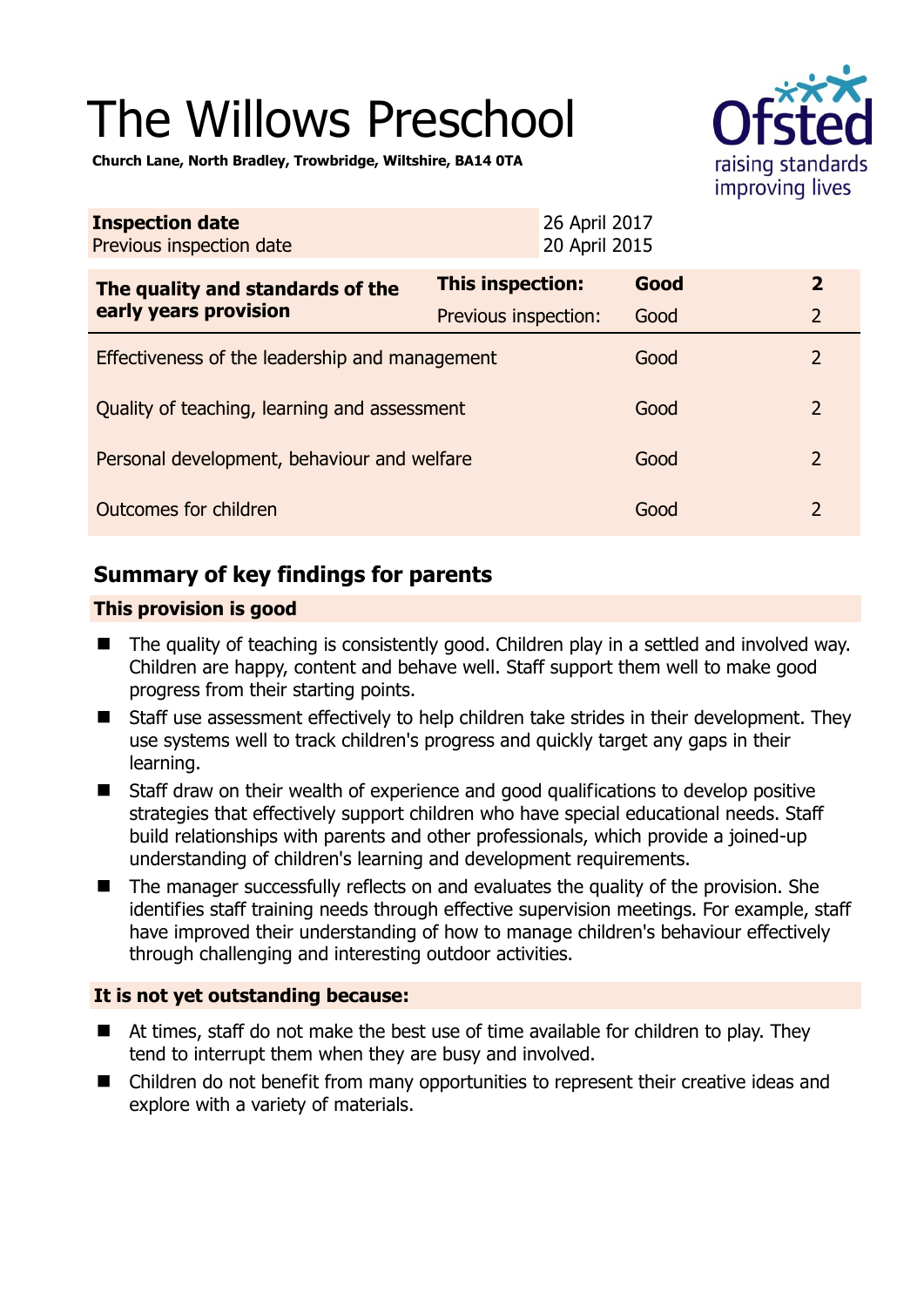# The Willows Preschool

**Church Lane, North Bradley, Trowbridge, Wiltshire, BA14 0TA**

| **Inspection date** | 26 April 2017 |
|---|---|
| Previous inspection date | 20 April 2015 |

| **The quality and standards of the early years provision** | **This inspection:** | **Good** | **2** |
|---|---|---|---|
| | Previous inspection: | Good | 2 |
| Effectiveness of the leadership and management | | Good | 2 |
| Quality of teaching, learning and assessment | | Good | 2 |
| Personal development, behaviour and welfare | | Good | 2 |
| Outcomes for children | | Good | 2 |

## Summary of key findings for parents

### This provision is good

- The quality of teaching is consistently good. Children play in a settled and involved way. Children are happy, content and behave well. Staff support them well to make good progress from their starting points.
- Staff use assessment effectively to help children take strides in their development. They use systems well to track children's progress and quickly target any gaps in their learning.
- Staff draw on their wealth of experience and good qualifications to develop positive strategies that effectively support children who have special educational needs. Staff build relationships with parents and other professionals, which provide a joined-up understanding of children's learning and development requirements.
- The manager successfully reflects on and evaluates the quality of the provision. She identifies staff training needs through effective supervision meetings. For example, staff have improved their understanding of how to manage children's behaviour effectively through challenging and interesting outdoor activities.

### It is not yet outstanding because:

- At times, staff do not make the best use of time available for children to play. They tend to interrupt them when they are busy and involved.
- Children do not benefit from many opportunities to represent their creative ideas and explore with a variety of materials.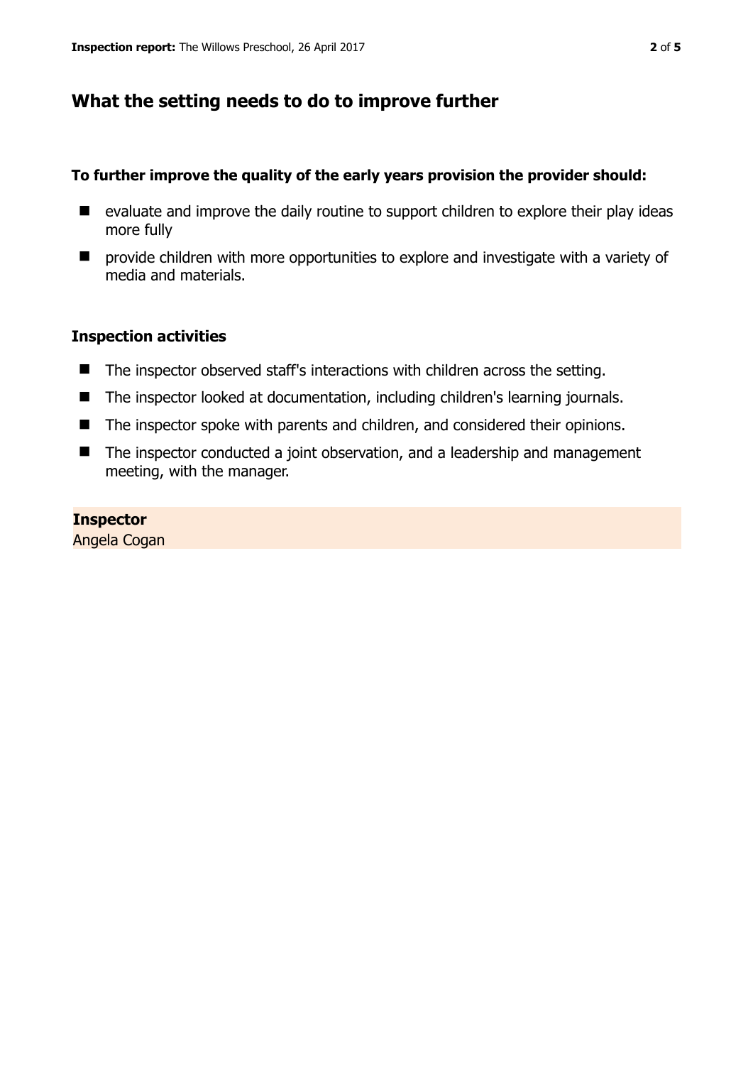## What the setting needs to do to improve further

**To further improve the quality of the early years provision the provider should:**

- evaluate and improve the daily routine to support children to explore their play ideas more fully
- provide children with more opportunities to explore and investigate with a variety of media and materials.

### Inspection activities

- The inspector observed staff's interactions with children across the setting.
- The inspector looked at documentation, including children's learning journals.
- The inspector spoke with parents and children, and considered their opinions.
- The inspector conducted a joint observation, and a leadership and management meeting, with the manager.

**Inspector**
Angela Cogan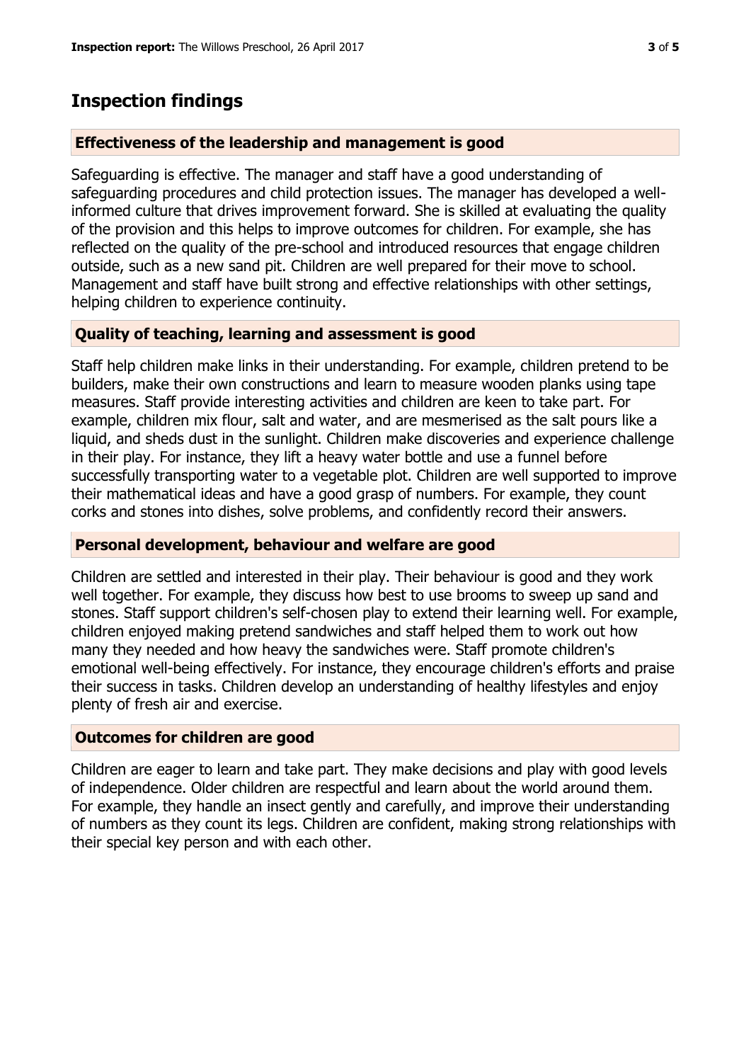## Inspection findings

### Effectiveness of the leadership and management is good

Safeguarding is effective. The manager and staff have a good understanding of safeguarding procedures and child protection issues. The manager has developed a well-informed culture that drives improvement forward. She is skilled at evaluating the quality of the provision and this helps to improve outcomes for children. For example, she has reflected on the quality of the pre-school and introduced resources that engage children outside, such as a new sand pit. Children are well prepared for their move to school. Management and staff have built strong and effective relationships with other settings, helping children to experience continuity.

### Quality of teaching, learning and assessment is good

Staff help children make links in their understanding. For example, children pretend to be builders, make their own constructions and learn to measure wooden planks using tape measures. Staff provide interesting activities and children are keen to take part. For example, children mix flour, salt and water, and are mesmerised as the salt pours like a liquid, and sheds dust in the sunlight. Children make discoveries and experience challenge in their play. For instance, they lift a heavy water bottle and use a funnel before successfully transporting water to a vegetable plot. Children are well supported to improve their mathematical ideas and have a good grasp of numbers. For example, they count corks and stones into dishes, solve problems, and confidently record their answers.

### Personal development, behaviour and welfare are good

Children are settled and interested in their play. Their behaviour is good and they work well together. For example, they discuss how best to use brooms to sweep up sand and stones. Staff support children's self-chosen play to extend their learning well. For example, children enjoyed making pretend sandwiches and staff helped them to work out how many they needed and how heavy the sandwiches were. Staff promote children's emotional well-being effectively. For instance, they encourage children's efforts and praise their success in tasks. Children develop an understanding of healthy lifestyles and enjoy plenty of fresh air and exercise.

### Outcomes for children are good

Children are eager to learn and take part. They make decisions and play with good levels of independence. Older children are respectful and learn about the world around them. For example, they handle an insect gently and carefully, and improve their understanding of numbers as they count its legs. Children are confident, making strong relationships with their special key person and with each other.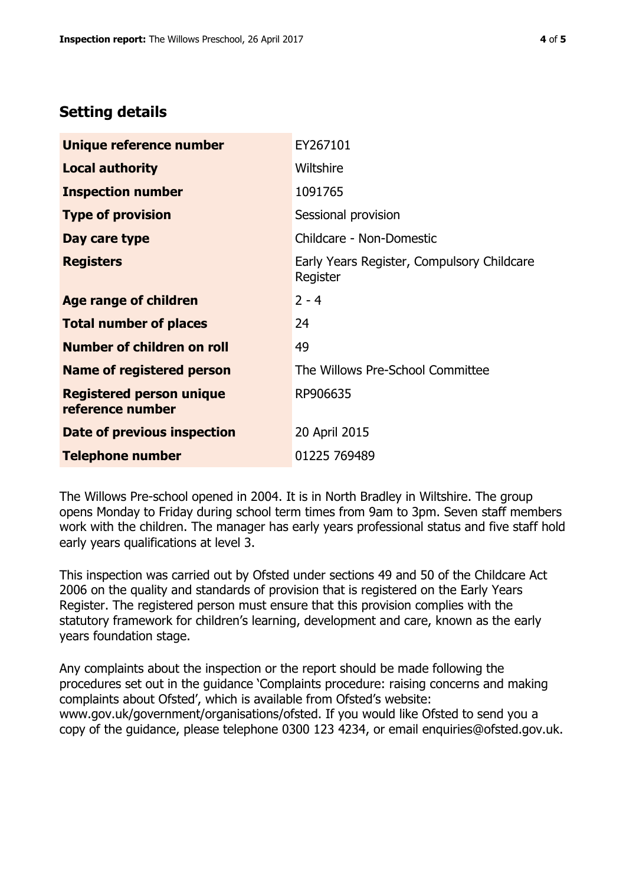## Setting details

| | |
|---|---|
| **Unique reference number** | EY267101 |
| **Local authority** | Wiltshire |
| **Inspection number** | 1091765 |
| **Type of provision** | Sessional provision |
| **Day care type** | Childcare - Non-Domestic |
| **Registers** | Early Years Register, Compulsory Childcare Register |
| **Age range of children** | 2 - 4 |
| **Total number of places** | 24 |
| **Number of children on roll** | 49 |
| **Name of registered person** | The Willows Pre-School Committee |
| **Registered person unique reference number** | RP906635 |
| **Date of previous inspection** | 20 April 2015 |
| **Telephone number** | 01225 769489 |

The Willows Pre-school opened in 2004. It is in North Bradley in Wiltshire. The group opens Monday to Friday during school term times from 9am to 3pm. Seven staff members work with the children. The manager has early years professional status and five staff hold early years qualifications at level 3.

This inspection was carried out by Ofsted under sections 49 and 50 of the Childcare Act 2006 on the quality and standards of provision that is registered on the Early Years Register. The registered person must ensure that this provision complies with the statutory framework for children's learning, development and care, known as the early years foundation stage.

Any complaints about the inspection or the report should be made following the procedures set out in the guidance 'Complaints procedure: raising concerns and making complaints about Ofsted', which is available from Ofsted's website: www.gov.uk/government/organisations/ofsted. If you would like Ofsted to send you a copy of the guidance, please telephone 0300 123 4234, or email enquiries@ofsted.gov.uk.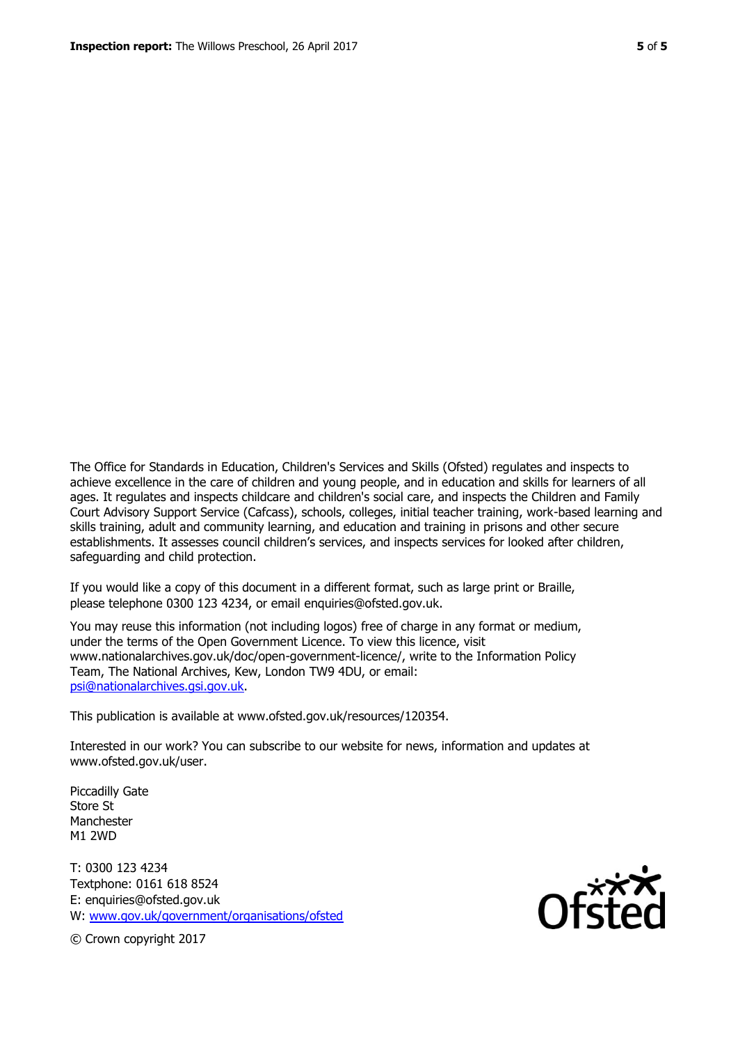The Office for Standards in Education, Children's Services and Skills (Ofsted) regulates and inspects to achieve excellence in the care of children and young people, and in education and skills for learners of all ages. It regulates and inspects childcare and children's social care, and inspects the Children and Family Court Advisory Support Service (Cafcass), schools, colleges, initial teacher training, work-based learning and skills training, adult and community learning, and education and training in prisons and other secure establishments. It assesses council children's services, and inspects services for looked after children, safeguarding and child protection.

If you would like a copy of this document in a different format, such as large print or Braille, please telephone 0300 123 4234, or email enquiries@ofsted.gov.uk.

You may reuse this information (not including logos) free of charge in any format or medium, under the terms of the Open Government Licence. To view this licence, visit www.nationalarchives.gov.uk/doc/open-government-licence/, write to the Information Policy Team, The National Archives, Kew, London TW9 4DU, or email: psi@nationalarchives.gsi.gov.uk.

This publication is available at www.ofsted.gov.uk/resources/120354.

Interested in our work? You can subscribe to our website for news, information and updates at www.ofsted.gov.uk/user.

Piccadilly Gate
Store St
Manchester
M1 2WD

T: 0300 123 4234
Textphone: 0161 618 8524
E: enquiries@ofsted.gov.uk
W: www.gov.uk/government/organisations/ofsted

© Crown copyright 2017